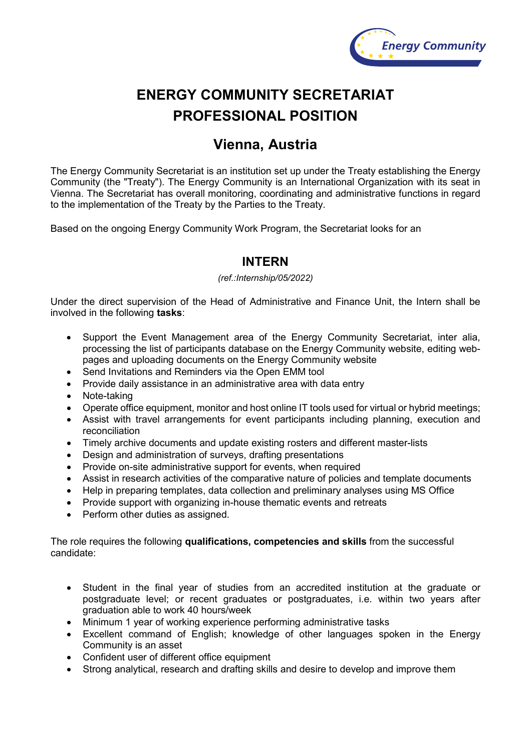# ENERGY COMMUNITY SECRETARIAT
# PROFESSIONAL POSITION

## Vienna, Austria

The Energy Community Secretariat is an institution set up under the Treaty establishing the Energy Community (the "Treaty"). The Energy Community is an International Organization with its seat in Vienna. The Secretariat has overall monitoring, coordinating and administrative functions in regard to the implementation of the Treaty by the Parties to the Treaty.

Based on the ongoing Energy Community Work Program, the Secretariat looks for an

### INTERN

*(ref.:Internship/05/2022)*

Under the direct supervision of the Head of Administrative and Finance Unit, the Intern shall be involved in the following **tasks**:

- Support the Event Management area of the Energy Community Secretariat, inter alia, processing the list of participants database on the Energy Community website, editing web-pages and uploading documents on the Energy Community website
- Send Invitations and Reminders via the Open EMM tool
- Provide daily assistance in an administrative area with data entry
- Note-taking
- Operate office equipment, monitor and host online IT tools used for virtual or hybrid meetings;
- Assist with travel arrangements for event participants including planning, execution and reconciliation
- Timely archive documents and update existing rosters and different master-lists
- Design and administration of surveys, drafting presentations
- Provide on-site administrative support for events, when required
- Assist in research activities of the comparative nature of policies and template documents
- Help in preparing templates, data collection and preliminary analyses using MS Office
- Provide support with organizing in-house thematic events and retreats
- Perform other duties as assigned.

The role requires the following **qualifications, competencies and skills** from the successful candidate:

- Student in the final year of studies from an accredited institution at the graduate or postgraduate level; or recent graduates or postgraduates, i.e. within two years after graduation able to work 40 hours/week
- Minimum 1 year of working experience performing administrative tasks
- Excellent command of English; knowledge of other languages spoken in the Energy Community is an asset
- Confident user of different office equipment
- Strong analytical, research and drafting skills and desire to develop and improve them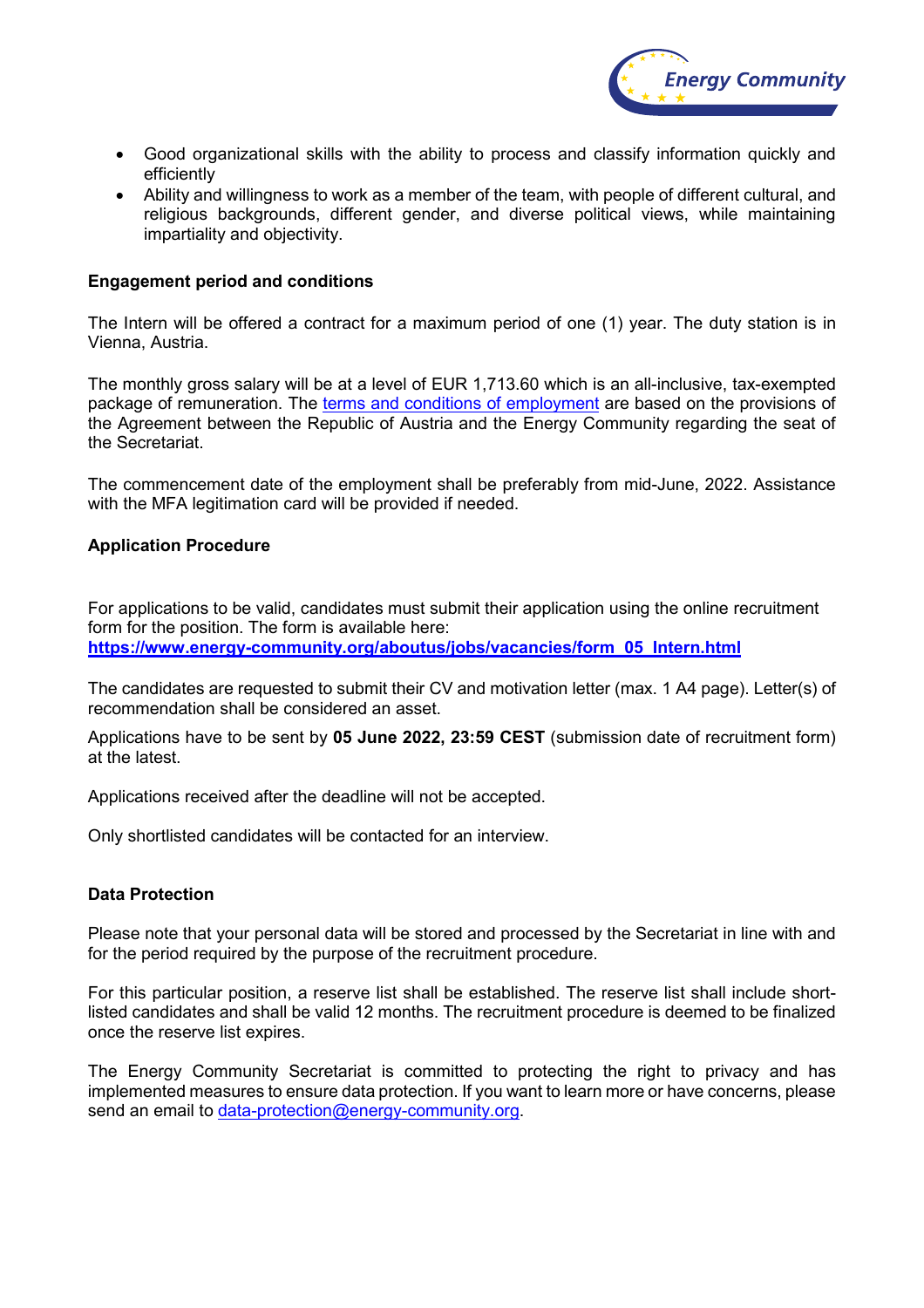- Good organizational skills with the ability to process and classify information quickly and efficiently
- Ability and willingness to work as a member of the team, with people of different cultural, and religious backgrounds, different gender, and diverse political views, while maintaining impartiality and objectivity.

**Engagement period and conditions**

The Intern will be offered a contract for a maximum period of one (1) year. The duty station is in Vienna, Austria.

The monthly gross salary will be at a level of EUR 1,713.60 which is an all-inclusive, tax-exempted package of remuneration. The terms and conditions of employment are based on the provisions of the Agreement between the Republic of Austria and the Energy Community regarding the seat of the Secretariat.

The commencement date of the employment shall be preferably from mid-June, 2022. Assistance with the MFA legitimation card will be provided if needed.

**Application Procedure**

For applications to be valid, candidates must submit their application using the online recruitment form for the position. The form is available here:
**https://www.energy-community.org/aboutus/jobs/vacancies/form_05_Intern.html**

The candidates are requested to submit their CV and motivation letter (max. 1 A4 page). Letter(s) of recommendation shall be considered an asset.

Applications have to be sent by **05 June 2022, 23:59 CEST** (submission date of recruitment form) at the latest.

Applications received after the deadline will not be accepted.

Only shortlisted candidates will be contacted for an interview.

**Data Protection**

Please note that your personal data will be stored and processed by the Secretariat in line with and for the period required by the purpose of the recruitment procedure.

For this particular position, a reserve list shall be established. The reserve list shall include short-listed candidates and shall be valid 12 months. The recruitment procedure is deemed to be finalized once the reserve list expires.

The Energy Community Secretariat is committed to protecting the right to privacy and has implemented measures to ensure data protection. If you want to learn more or have concerns, please send an email to data-protection@energy-community.org.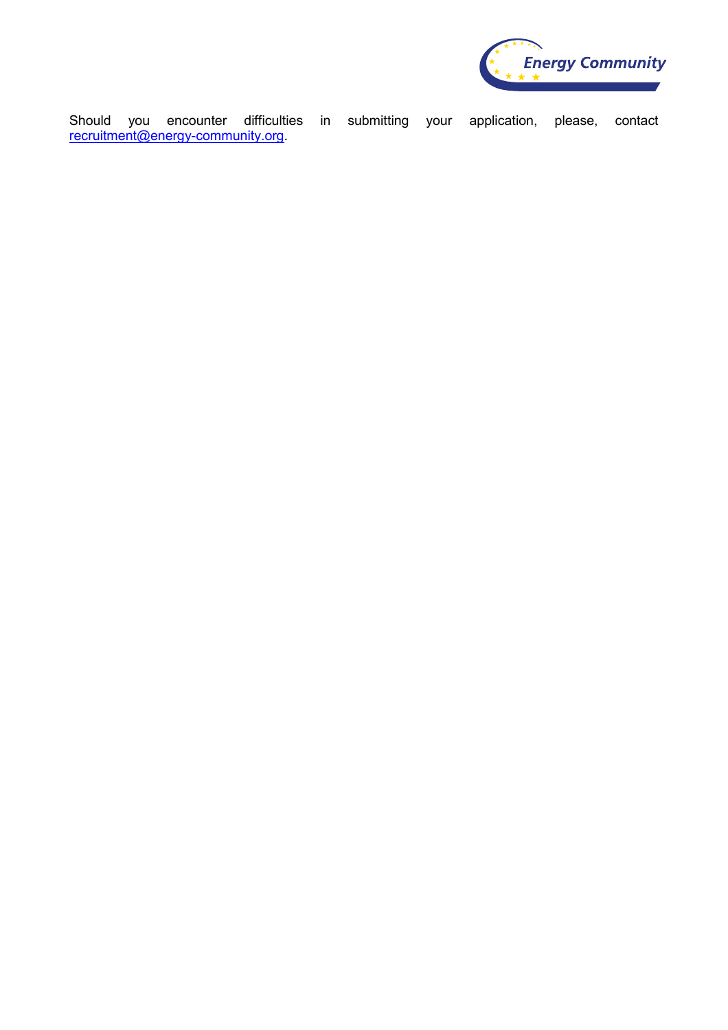Should you encounter difficulties in submitting your application, please, contact recruitment@energy-community.org.